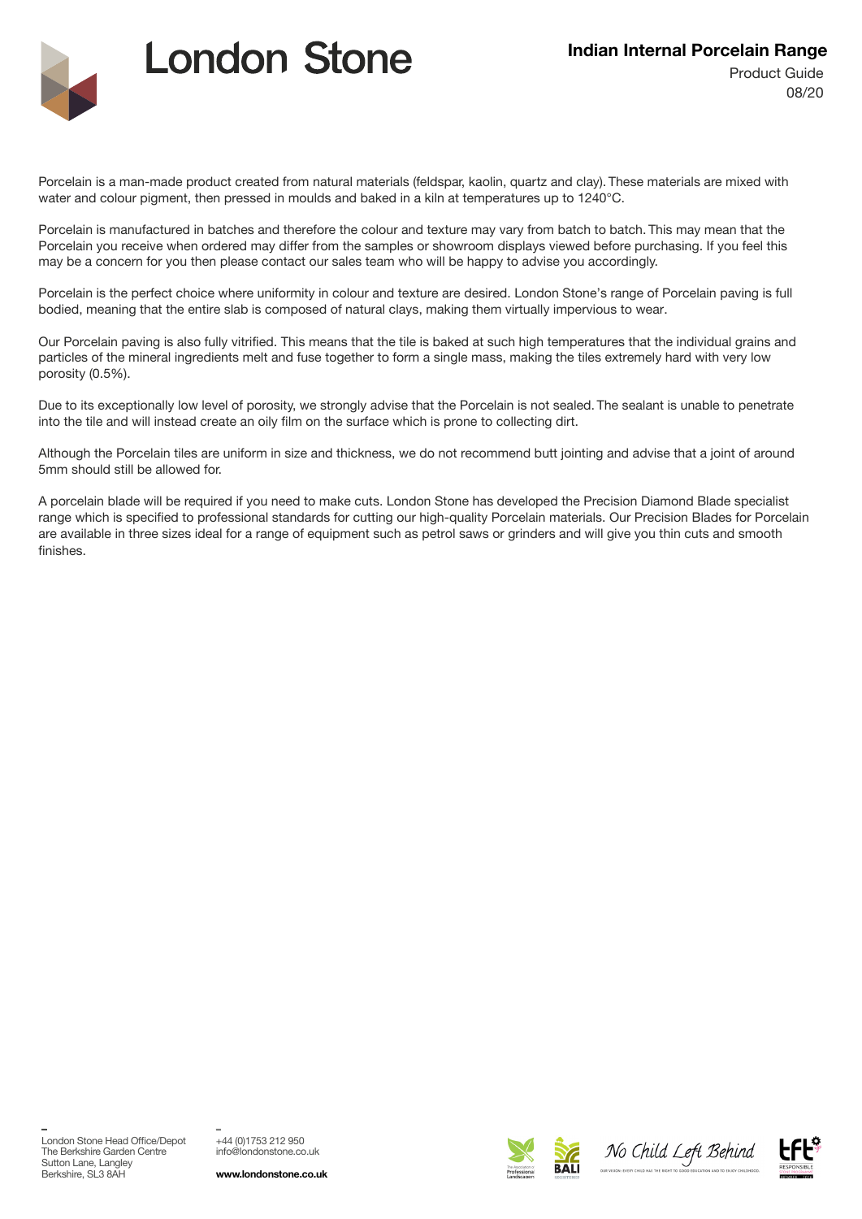# London Stone

## Indian Internal Porcelain Range

Product Guide
08/20

Porcelain is a man-made product created from natural materials (feldspar, kaolin, quartz and clay). These materials are mixed with water and colour pigment, then pressed in moulds and baked in a kiln at temperatures up to 1240°C.

Porcelain is manufactured in batches and therefore the colour and texture may vary from batch to batch. This may mean that the Porcelain you receive when ordered may differ from the samples or showroom displays viewed before purchasing. If you feel this may be a concern for you then please contact our sales team who will be happy to advise you accordingly.

Porcelain is the perfect choice where uniformity in colour and texture are desired. London Stone's range of Porcelain paving is full bodied, meaning that the entire slab is composed of natural clays, making them virtually impervious to wear.

Our Porcelain paving is also fully vitrified. This means that the tile is baked at such high temperatures that the individual grains and particles of the mineral ingredients melt and fuse together to form a single mass, making the tiles extremely hard with very low porosity (0.5%).

Due to its exceptionally low level of porosity, we strongly advise that the Porcelain is not sealed. The sealant is unable to penetrate into the tile and will instead create an oily film on the surface which is prone to collecting dirt.

Although the Porcelain tiles are uniform in size and thickness, we do not recommend butt jointing and advise that a joint of around 5mm should still be allowed for.

A porcelain blade will be required if you need to make cuts. London Stone has developed the Precision Diamond Blade specialist range which is specified to professional standards for cutting our high-quality Porcelain materials. Our Precision Blades for Porcelain are available in three sizes ideal for a range of equipment such as petrol saws or grinders and will give you thin cuts and smooth finishes.

London Stone Head Office/Depot
The Berkshire Garden Centre
Sutton Lane, Langley
Berkshire, SL3 8AH

+44 (0)1753 212 950
info@londonstone.co.uk

**www.londonstone.co.uk**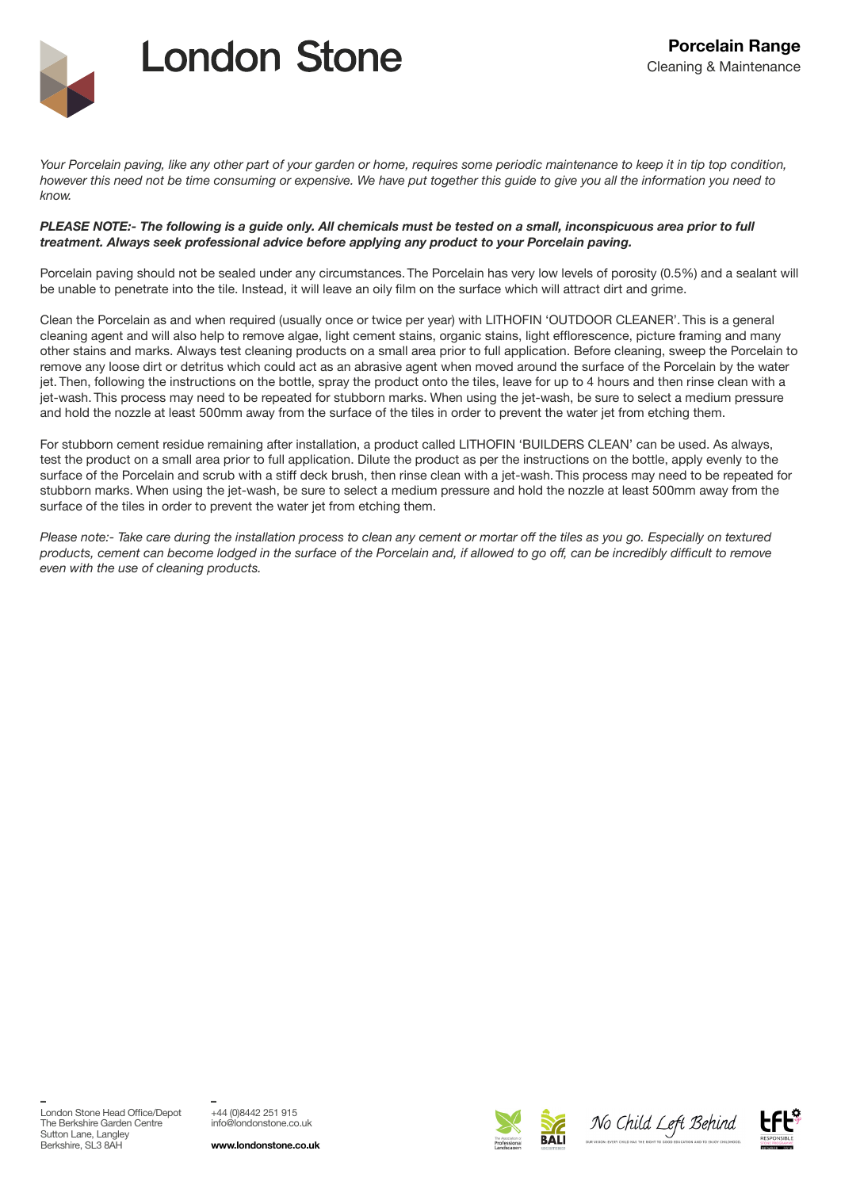# London Stone

**Porcelain Range**
Cleaning & Maintenance

*Your Porcelain paving, like any other part of your garden or home, requires some periodic maintenance to keep it in tip top condition, however this need not be time consuming or expensive. We have put together this guide to give you all the information you need to know.*

***PLEASE NOTE:- The following is a guide only. All chemicals must be tested on a small, inconspicuous area prior to full treatment. Always seek professional advice before applying any product to your Porcelain paving.***

Porcelain paving should not be sealed under any circumstances. The Porcelain has very low levels of porosity (0.5%) and a sealant will be unable to penetrate into the tile. Instead, it will leave an oily film on the surface which will attract dirt and grime.

Clean the Porcelain as and when required (usually once or twice per year) with LITHOFIN 'OUTDOOR CLEANER'. This is a general cleaning agent and will also help to remove algae, light cement stains, organic stains, light efflorescence, picture framing and many other stains and marks. Always test cleaning products on a small area prior to full application. Before cleaning, sweep the Porcelain to remove any loose dirt or detritus which could act as an abrasive agent when moved around the surface of the Porcelain by the water jet. Then, following the instructions on the bottle, spray the product onto the tiles, leave for up to 4 hours and then rinse clean with a jet-wash. This process may need to be repeated for stubborn marks. When using the jet-wash, be sure to select a medium pressure and hold the nozzle at least 500mm away from the surface of the tiles in order to prevent the water jet from etching them.

For stubborn cement residue remaining after installation, a product called LITHOFIN 'BUILDERS CLEAN' can be used. As always, test the product on a small area prior to full application. Dilute the product as per the instructions on the bottle, apply evenly to the surface of the Porcelain and scrub with a stiff deck brush, then rinse clean with a jet-wash. This process may need to be repeated for stubborn marks. When using the jet-wash, be sure to select a medium pressure and hold the nozzle at least 500mm away from the surface of the tiles in order to prevent the water jet from etching them.

*Please note:- Take care during the installation process to clean any cement or mortar off the tiles as you go. Especially on textured products, cement can become lodged in the surface of the Porcelain and, if allowed to go off, can be incredibly difficult to remove even with the use of cleaning products.*

London Stone Head Office/Depot
The Berkshire Garden Centre
Sutton Lane, Langley
Berkshire, SL3 8AH

+44 (0)8442 251 915
info@londonstone.co.uk

**www.londonstone.co.uk**

No Child Left Behind